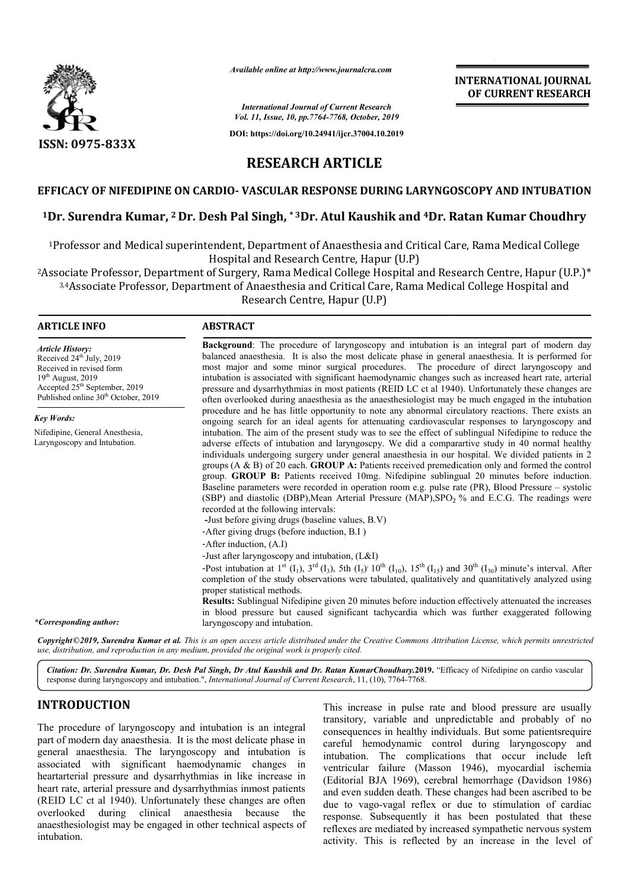# RESEARCH ARTICLE

## EFFICACY OF NIFEDIPINE ON CARDIO- VASCULAR RESPONSE DURING LARYNGOSCOPY AND INTUBATION

**[1]Dr. Surendra Kumar, [2] Dr. Desh Pal Singh, *[3]Dr. Atul Kaushik and [4]Dr. Ratan Kumar Choudhry**

[1]Professor and Medical superintendent, Department of Anaesthesia and Critical Care, Rama Medical College Hospital and Research Centre, Hapur (U.P)

[2]Associate Professor, Department of Surgery, Rama Medical College Hospital and Research Centre, Hapur (U.P.)*

[3,4]Associate Professor, Department of Anaesthesia and Critical Care, Rama Medical College Hospital and Research Centre, Hapur (U.P)

### ARTICLE INFO

*Article History:*
Received 24th July, 2019
Received in revised form 19th August, 2019
Accepted 25th September, 2019
Published online 30th October, 2019

*Key Words:*
Nifedipine, General Anesthesia, Laryngoscopy and Intubation.

*\*Corresponding author:*

### ABSTRACT

**Background**: The procedure of laryngoscopy and intubation is an integral part of modern day balanced anaesthesia. It is also the most delicate phase in general anaesthesia. It is performed for most major and some minor surgical procedures. The procedure of direct laryngoscopy and intubation is associated with significant haemodynamic changes such as increased heart rate, arterial pressure and dysarrhythmias in most patients (REID LC ct al 1940). Unfortunately these changes are often overlooked during anaesthesia as the anaesthesiologist may be much engaged in the intubation procedure and he has little opportunity to note any abnormal circulatory reactions. There exists an ongoing search for an ideal agents for attenuating cardiovascular responses to laryngoscopy and intubation. The aim of the present study was to see the effect of sublingual Nifedipine to reduce the adverse effects of intubation and laryngoscpy. We did a comparartive study in 40 normal healthy individuals undergoing surgery under general anaesthesia in our hospital. We divided patients in 2 groups (A & B) of 20 each. **GROUP A:** Patients received premedication only and formed the control group. **GROUP B:** Patients received 10mg. Nifedipine sublingual 20 minutes before induction. Baseline parameters were recorded in operation room e.g. pulse rate (PR), Blood Pressure – systolic (SBP) and diastolic (DBP),Mean Arterial Pressure (MAP),$SPO_2$ % and E.C.G. The readings were recorded at the following intervals:

- Just before giving drugs (baseline values, B.V)
- After giving drugs (before induction, B.I )
- After induction, (A.I)
- Just after laryngoscopy and intubation, (L&I)
- Post intubation at 1st ($I_1$), 3rd ($I_3$), 5th ($I_5$), 10th ($I_{10}$), 15th ($I_{15}$) and 30th ($I_{30}$) minute's interval. After completion of the study observations were tabulated, qualitatively and quantitatively analyzed using proper statistical methods.

**Results:** Sublingual Nifedipine given 20 minutes before induction effectively attenuated the increases in blood pressure but caused significant tachycardia which was further exaggerated following laryngoscopy and intubation.

*Copyright©2019, Surendra Kumar et al. This is an open access article distributed under the Creative Commons Attribution License, which permits unrestricted use, distribution, and reproduction in any medium, provided the original work is properly cited.*

*Citation: Dr. Surendra Kumar, Dr. Desh Pal Singh, Dr Atul Kaushik and Dr. Ratan KumarChoudhary.***2019.** "Efficacy of Nifedipine on cardio vascular response during laryngoscopy and intubation.", *International Journal of Current Research*, 11, (10), 7764-7768.

## INTRODUCTION

The procedure of laryngoscopy and intubation is an integral part of modern day anaesthesia. It is the most delicate phase in general anaesthesia. The laryngoscopy and intubation is associated with significant haemodynamic changes in heartarterial pressure and dysarrhythmias in like increase in heart rate, arterial pressure and dysarrhythmias inmost patients (REID LC ct al 1940). Unfortunately these changes are often overlooked during clinical anaesthesia because the anaesthesiologist may be engaged in other technical aspects of intubation.

This increase in pulse rate and blood pressure are usually transitory, variable and unpredictable and probably of no consequences in healthy individuals. But some patientsrequire careful hemodynamic control during laryngoscopy and intubation. The complications that occur include left ventricular failure (Masson 1946), myocardial ischemia (Editorial BJA 1969), cerebral hemorrhage (Davidson 1986) and even sudden death. These changes had been ascribed to be due to vago-vagal reflex or due to stimulation of cardiac response. Subsequently it has been postulated that these reflexes are mediated by increased sympathetic nervous system activity. This is reflected by an increase in the level of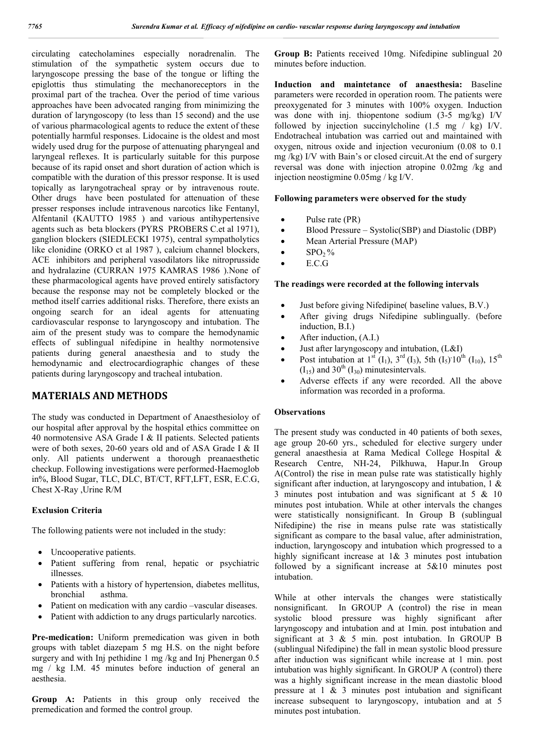circulating catecholamines especially noradrenalin. The stimulation of the sympathetic system occurs due to laryngoscope pressing the base of the tongue or lifting the epiglottis thus stimulating the mechanoreceptors in the proximal part of the trachea. Over the period of time various approaches have been advocated ranging from minimizing the duration of laryngoscopy (to less than 15 second) and the use of various pharmacological agents to reduce the extent of these potentially harmful responses. Lidocaine is the oldest and most widely used drug for the purpose of attenuating pharyngeal and laryngeal reflexes. It is particularly suitable for this purpose because of its rapid onset and short duration of action which is compatible with the duration of this pressor response. It is used topically as laryngotracheal spray or by intravenous route. Other drugs have been postulated for attenuation of these presser responses include intravenous narcotics like Fentanyl, Alfentanil (KAUTTO 1985 ) and various antihypertensive agents such as beta blockers (PYRS PROBERS C.et al 1971), ganglion blockers (SIEDLECKI 1975), central sympatholytics like clonidine (ORKO ct al 1987 ), calcium channel blockers, ACE inhibitors and peripheral vasodilators like nitroprusside and hydralazine (CURRAN 1975 KAMRAS 1986 ).None of these pharmacological agents have proved entirely satisfactory because the response may not be completely blocked or the method itself carries additional risks. Therefore, there exists an ongoing search for an ideal agents for attenuating cardiovascular response to laryngoscopy and intubation. The aim of the present study was to compare the hemodynamic effects of sublingual nifedipine in healthy normotensive patients during general anaesthesia and to study the hemodynamic and electrocardiographic changes of these patients during laryngoscopy and tracheal intubation.

## MATERIALS AND METHODS

The study was conducted in Department of Anaesthesioloy of our hospital after approval by the hospital ethics committee on 40 normotensive ASA Grade I & II patients. Selected patients were of both sexes, 20-60 years old and of ASA Grade I & II only. All patients underwent a thorough preanaesthetic checkup. Following investigations were performed-Haemoglob in%, Blood Sugar, TLC, DLC, BT/CT, RFT,LFT, ESR, E.C.G, Chest X-Ray ,Urine R/M

### Exclusion Criteria

The following patients were not included in the study:

- Uncooperative patients.
- Patient suffering from renal, hepatic or psychiatric illnesses.
- Patients with a history of hypertension, diabetes mellitus, bronchial asthma.
- Patient on medication with any cardio –vascular diseases.
- Patient with addiction to any drugs particularly narcotics.

**Pre-medication:** Uniform premedication was given in both groups with tablet diazepam 5 mg H.S. on the night before surgery and with Inj pethidine 1 mg /kg and Inj Phenergan 0.5 mg / kg I.M. 45 minutes before induction of general an aesthesia.

**Group A:** Patients in this group only received the premedication and formed the control group.

**Group B:** Patients received 10mg. Nifedipine sublingual 20 minutes before induction.

**Induction and maintetance of anaesthesia:** Baseline parameters were recorded in operation room. The patients were preoxygenated for 3 minutes with 100% oxygen. Induction was done with inj. thiopentone sodium (3-5 mg/kg) I/V followed by injection succinylcholine (1.5 mg / kg) I/V. Endotracheal intubation was carried out and maintained with oxygen, nitrous oxide and injection vecuronium (0.08 to 0.1 mg /kg) I/V with Bain's or closed circuit.At the end of surgery reversal was done with injection atropine 0.02mg /kg and injection neostigmine 0.05mg / kg I/V.

### Following parameters were observed for the study

- Pulse rate (PR)
- Blood Pressure – Systolic(SBP) and Diastolic (DBP)
- Mean Arterial Pressure (MAP)
- $SPO_2$%
- E.C.G

### The readings were recorded at the following intervals

- Just before giving Nifedipine( baseline values, B.V.)
- After giving drugs Nifedipine sublingually. (before induction, B.I.)
- After induction, (A.I.)
- Just after laryngoscopy and intubation, (L&I)
- Post intubation at $1^{st}$ ($I_1$), $3^{rd}$ ($I_3$), 5th ($I_5$) $10^{th}$ ($I_{10}$), $15^{th}$ ($I_{15}$) and $30^{th}$ ($I_{30}$) minutesintervals.
- Adverse effects if any were recorded. All the above information was recorded in a proforma.

### Observations

The present study was conducted in 40 patients of both sexes, age group 20-60 yrs., scheduled for elective surgery under general anaesthesia at Rama Medical College Hospital & Research Centre, NH-24, Pilkhuwa, Hapur.In Group A(Control) the rise in mean pulse rate was statistically highly significant after induction, at laryngoscopy and intubation, 1 & 3 minutes post intubation and was significant at 5 & 10 minutes post intubation. While at other intervals the changes were statistically nonsignificant. In Group B (sublingual Nifedipine) the rise in means pulse rate was statistically significant as compare to the basal value, after administration, induction, laryngoscopy and intubation which progressed to a highly significant increase at 1& 3 minutes post intubation followed by a significant increase at 5&10 minutes post intubation.

While at other intervals the changes were statistically nonsignificant. In GROUP A (control) the rise in mean systolic blood pressure was highly significant after laryngoscopy and intubation and at 1min. post intubation and significant at 3 & 5 min. post intubation. In GROUP B (sublingual Nifedipine) the fall in mean systolic blood pressure after induction was significant while increase at 1 min. post intubation was highly significant. In GROUP A (control) there was a highly significant increase in the mean diastolic blood pressure at 1 & 3 minutes post intubation and significant increase subsequent to laryngoscopy, intubation and at 5 minutes post intubation.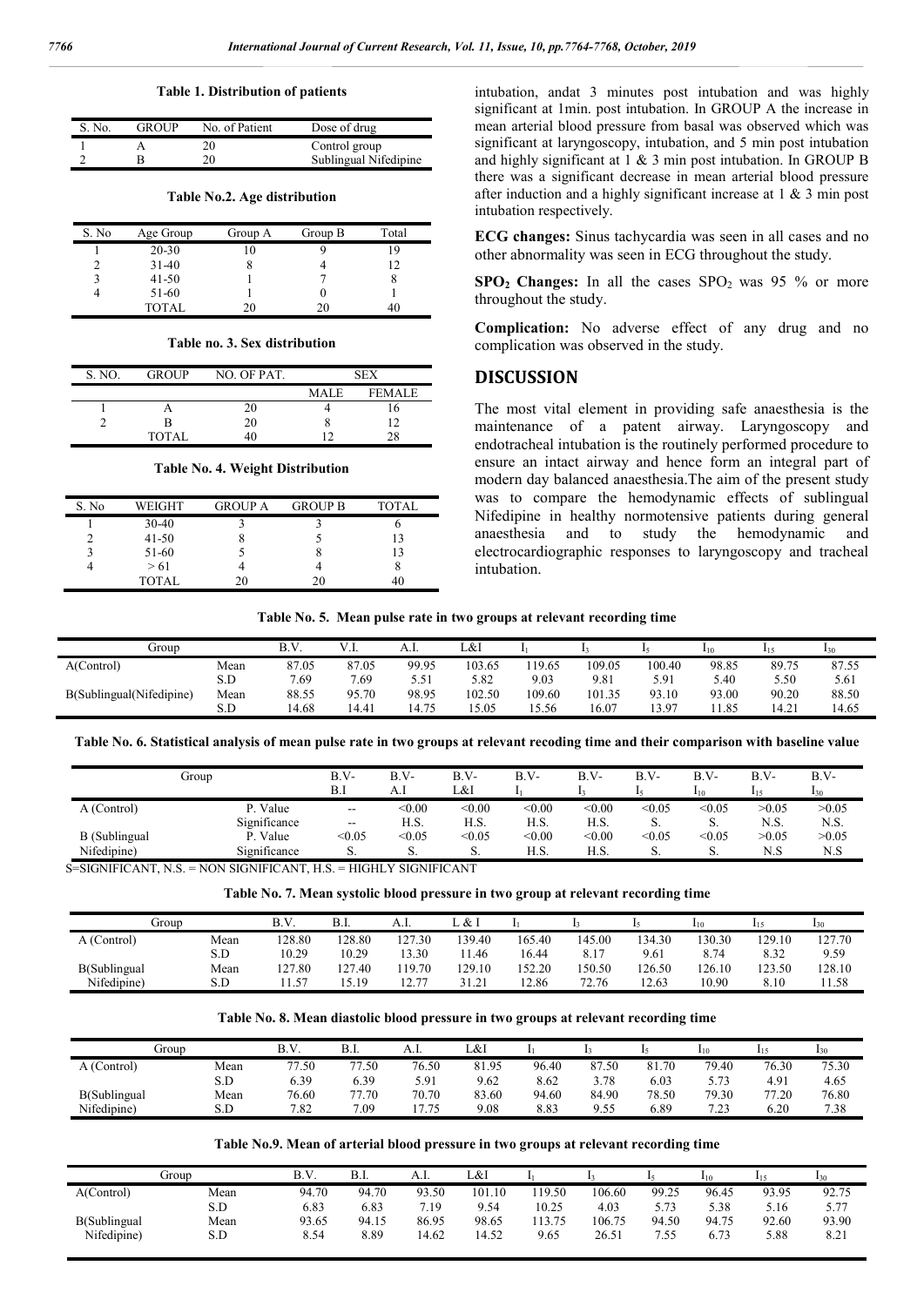**Table 1. Distribution of patients**

| S. No. | GROUP | No. of Patient | Dose of drug |
|---|---|---|---|
| 1 | A | 20 | Control group |
| 2 | B | 20 | Sublingual Nifedipine |

**Table No.2. Age distribution**

| S. No | Age Group | Group A | Group B | Total |
|---|---|---|---|---|
| 1 | 20-30 | 10 | 9 | 19 |
| 2 | 31-40 | 8 | 4 | 12 |
| 3 | 41-50 | 1 | 7 | 8 |
| 4 | 51-60 | 1 | 0 | 1 |
| | TOTAL | 20 | 20 | 40 |

**Table no. 3. Sex distribution**

| S. NO. | GROUP | NO. OF PAT. | SEX | |
|---|---|---|---|---|
| | | | MALE | FEMALE |
| 1 | A | 20 | 4 | 16 |
| 2 | B | 20 | 8 | 12 |
| | TOTAL | 40 | 12 | 28 |

**Table No. 4. Weight Distribution**

| S. No | WEIGHT | GROUP A | GROUP B | TOTAL |
|---|---|---|---|---|
| 1 | 30-40 | 3 | 3 | 6 |
| 2 | 41-50 | 8 | 5 | 13 |
| 3 | 51-60 | 5 | 8 | 13 |
| 4 | > 61 | 4 | 4 | 8 |
| | TOTAL | 20 | 20 | 40 |

intubation, andat 3 minutes post intubation and was highly significant at 1min. post intubation. In GROUP A the increase in mean arterial blood pressure from basal was observed which was significant at laryngoscopy, intubation, and 5 min post intubation and highly significant at 1 & 3 min post intubation. In GROUP B there was a significant decrease in mean arterial blood pressure after induction and a highly significant increase at 1 & 3 min post intubation respectively.

**ECG changes:** Sinus tachycardia was seen in all cases and no other abnormality was seen in ECG throughout the study.

**$SPO_2$ Changes:** In all the cases $SPO_2$ was 95 % or more throughout the study.

**Complication:** No adverse effect of any drug and no complication was observed in the study.

## DISCUSSION

The most vital element in providing safe anaesthesia is the maintenance of a patent airway. Laryngoscopy and endotracheal intubation is the routinely performed procedure to ensure an intact airway and hence form an integral part of modern day balanced anaesthesia.The aim of the present study was to compare the hemodynamic effects of sublingual Nifedipine in healthy normotensive patients during general anaesthesia and to study the hemodynamic and electrocardiographic responses to laryngoscopy and tracheal intubation.

**Table No. 5. Mean pulse rate in two groups at relevant recording time**

| Group | | B.V. | V.I. | A.I. | L&I | $I_1$ | $I_3$ | $I_5$ | $I_{10}$ | $I_{15}$ | $I_{30}$ |
|---|---|---|---|---|---|---|---|---|---|---|---|
| A(Control) | Mean | 87.05 | 87.05 | 99.95 | 103.65 | 119.65 | 109.05 | 100.40 | 98.85 | 89.75 | 87.55 |
| | S.D | 7.69 | 7.69 | 5.51 | 5.82 | 9.03 | 9.81 | 5.91 | 5.40 | 5.50 | 5.61 |
| B(Sublingual(Nifedipine) | Mean | 88.55 | 95.70 | 98.95 | 102.50 | 109.60 | 101.35 | 93.10 | 93.00 | 90.20 | 88.50 |
| | S.D | 14.68 | 14.41 | 14.75 | 15.05 | 15.56 | 16.07 | 13.97 | 11.85 | 14.21 | 14.65 |

**Table No. 6. Statistical analysis of mean pulse rate in two groups at relevant recoding time and their comparison with baseline value**

| Group | | B.V-B.I | B.V-A.I | B.V-L&I | B.V-$I_1$ | B.V-$I_3$ | B.V-$I_5$ | B.V-$I_{10}$ | B.V-$I_{15}$ | B.V-$I_{30}$ |
|---|---|---|---|---|---|---|---|---|---|---|
| A (Control) | P. Value | -- | <0.00 | <0.00 | <0.00 | <0.00 | <0.05 | <0.05 | >0.05 | >0.05 |
| | Significance | -- | H.S. | H.S. | H.S. | H.S. | S. | S. | N.S. | N.S. |
| B (Sublingual Nifedipine) | P. Value | <0.05 | <0.05 | <0.05 | <0.00 | <0.00 | <0.05 | <0.05 | >0.05 | >0.05 |
| | Significance | S. | S. | S. | H.S. | H.S. | S. | S. | N.S | N.S |

S=SIGNIFICANT, N.S. = NON SIGNIFICANT, H.S. = HIGHLY SIGNIFICANT

**Table No. 7. Mean systolic blood pressure in two group at relevant recording time**

| Group | | B.V. | B.I. | A.I. | L & I | $I_1$ | $I_3$ | $I_5$ | $I_{10}$ | $I_{15}$ | $I_{30}$ |
|---|---|---|---|---|---|---|---|---|---|---|---|
| A (Control) | Mean | 128.80 | 128.80 | 127.30 | 139.40 | 165.40 | 145.00 | 134.30 | 130.30 | 129.10 | 127.70 |
| | S.D | 10.29 | 10.29 | 13.30 | 11.46 | 16.44 | 8.17 | 9.61 | 8.74 | 8.32 | 9.59 |
| B(Sublingual Nifedipine) | Mean | 127.80 | 127.40 | 119.70 | 129.10 | 152.20 | 150.50 | 126.50 | 126.10 | 123.50 | 128.10 |
| | S.D | 11.57 | 15.19 | 12.77 | 31.21 | 12.86 | 72.76 | 12.63 | 10.90 | 8.10 | 11.58 |

**Table No. 8. Mean diastolic blood pressure in two groups at relevant recording time**

| Group | | B.V. | B.I. | A.I. | L&I | $I_1$ | $I_3$ | $I_5$ | $I_{10}$ | $I_{15}$ | $I_{30}$ |
|---|---|---|---|---|---|---|---|---|---|---|---|
| A (Control) | Mean | 77.50 | 77.50 | 76.50 | 81.95 | 96.40 | 87.50 | 81.70 | 79.40 | 76.30 | 75.30 |
| | S.D | 6.39 | 6.39 | 5.91 | 9.62 | 8.62 | 3.78 | 6.03 | 5.73 | 4.91 | 4.65 |
| B(Sublingual Nifedipine) | Mean | 76.60 | 77.70 | 70.70 | 83.60 | 94.60 | 84.90 | 78.50 | 79.30 | 77.20 | 76.80 |
| | S.D | 7.82 | 7.09 | 17.75 | 9.08 | 8.83 | 9.55 | 6.89 | 7.23 | 6.20 | 7.38 |

**Table No.9. Mean of arterial blood pressure in two groups at relevant recording time**

| Group | | B.V. | B.I. | A.I. | L&I | $I_1$ | $I_3$ | $I_5$ | $I_{10}$ | $I_{15}$ | $I_{30}$ |
|---|---|---|---|---|---|---|---|---|---|---|---|
| A(Control) | Mean | 94.70 | 94.70 | 93.50 | 101.10 | 119.50 | 106.60 | 99.25 | 96.45 | 93.95 | 92.75 |
| | S.D | 6.83 | 6.83 | 7.19 | 9.54 | 10.25 | 4.03 | 5.73 | 5.38 | 5.16 | 5.77 |
| B(Sublingual Nifedipine) | Mean | 93.65 | 94.15 | 86.95 | 98.65 | 113.75 | 106.75 | 94.50 | 94.75 | 92.60 | 93.90 |
| | S.D | 8.54 | 8.89 | 14.62 | 14.52 | 9.65 | 26.51 | 7.55 | 6.73 | 5.88 | 8.21 |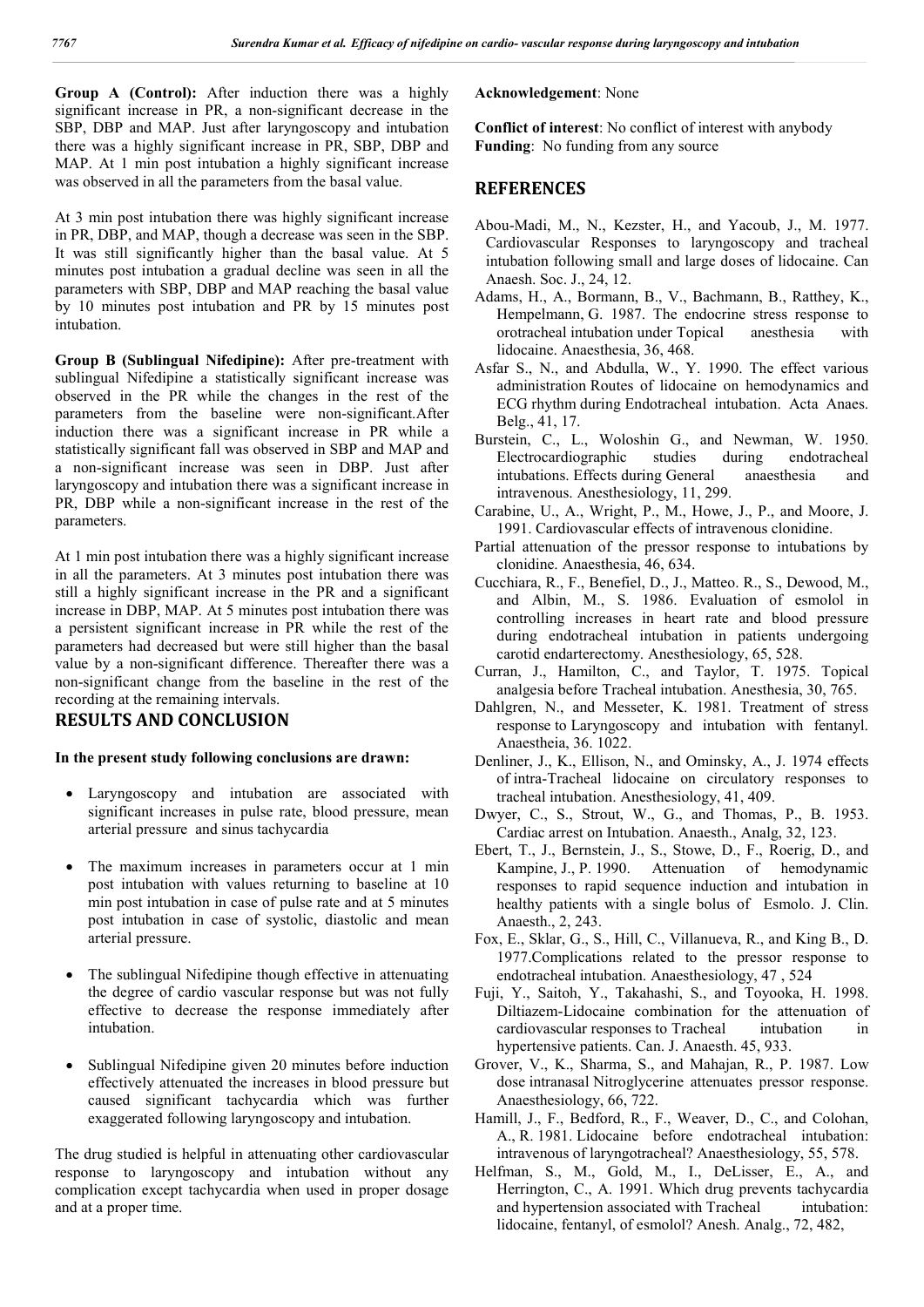**Group A (Control):** After induction there was a highly significant increase in PR, a non-significant decrease in the SBP, DBP and MAP. Just after laryngoscopy and intubation there was a highly significant increase in PR, SBP, DBP and MAP. At 1 min post intubation a highly significant increase was observed in all the parameters from the basal value.

At 3 min post intubation there was highly significant increase in PR, DBP, and MAP, though a decrease was seen in the SBP. It was still significantly higher than the basal value. At 5 minutes post intubation a gradual decline was seen in all the parameters with SBP, DBP and MAP reaching the basal value by 10 minutes post intubation and PR by 15 minutes post intubation.

**Group B (Sublingual Nifedipine):** After pre-treatment with sublingual Nifedipine a statistically significant increase was observed in the PR while the changes in the rest of the parameters from the baseline were non-significant.After induction there was a significant increase in PR while a statistically significant fall was observed in SBP and MAP and a non-significant increase was seen in DBP. Just after laryngoscopy and intubation there was a significant increase in PR, DBP while a non-significant increase in the rest of the parameters.

At 1 min post intubation there was a highly significant increase in all the parameters. At 3 minutes post intubation there was still a highly significant increase in the PR and a significant increase in DBP, MAP. At 5 minutes post intubation there was a persistent significant increase in PR while the rest of the parameters had decreased but were still higher than the basal value by a non-significant difference. Thereafter there was a non-significant change from the baseline in the rest of the recording at the remaining intervals.

## RESULTS AND CONCLUSION

**In the present study following conclusions are drawn:**

- Laryngoscopy and intubation are associated with significant increases in pulse rate, blood pressure, mean arterial pressure and sinus tachycardia
- The maximum increases in parameters occur at 1 min post intubation with values returning to baseline at 10 min post intubation in case of pulse rate and at 5 minutes post intubation in case of systolic, diastolic and mean arterial pressure.
- The sublingual Nifedipine though effective in attenuating the degree of cardio vascular response but was not fully effective to decrease the response immediately after intubation.
- Sublingual Nifedipine given 20 minutes before induction effectively attenuated the increases in blood pressure but caused significant tachycardia which was further exaggerated following laryngoscopy and intubation.

The drug studied is helpful in attenuating other cardiovascular response to laryngoscopy and intubation without any complication except tachycardia when used in proper dosage and at a proper time.

**Acknowledgement**: None

**Conflict of interest**: No conflict of interest with anybody

**Funding**: No funding from any source

## REFERENCES

Abou-Madi, M., N., Kezster, H., and Yacoub, J., M. 1977. Cardiovascular Responses to laryngoscopy and tracheal intubation following small and large doses of lidocaine. Can Anaesh. Soc. J., 24, 12.

Adams, H., A., Bormann, B., V., Bachmann, B., Ratthey, K., Hempelmann, G. 1987. The endocrine stress response to orotracheal intubation under Topical anesthesia with lidocaine. Anaesthesia, 36, 468.

Asfar S., N., and Abdulla, W., Y. 1990. The effect various administration Routes of lidocaine on hemodynamics and ECG rhythm during Endotracheal intubation. Acta Anaes. Belg., 41, 17.

Burstein, C., L., Woloshin G., and Newman, W. 1950. Electrocardiographic studies during endotracheal intubations. Effects during General anaesthesia and intravenous. Anesthesiology, 11, 299.

Carabine, U., A., Wright, P., M., Howe, J., P., and Moore, J. 1991. Cardiovascular effects of intravenous clonidine.

Partial attenuation of the pressor response to intubations by clonidine. Anaesthesia, 46, 634.

Cucchiara, R., F., Benefiel, D., J., Matteo. R., S., Dewood, M., and Albin, M., S. 1986. Evaluation of esmolol in controlling increases in heart rate and blood pressure during endotracheal intubation in patients undergoing carotid endarterectomy. Anesthesiology, 65, 528.

Curran, J., Hamilton, C., and Taylor, T. 1975. Topical analgesia before Tracheal intubation. Anesthesia, 30, 765.

Dahlgren, N., and Messeter, K. 1981. Treatment of stress response to Laryngoscopy and intubation with fentanyl. Anaestheia, 36. 1022.

Denliner, J., K., Ellison, N., and Ominsky, A., J. 1974 effects of intra-Tracheal lidocaine on circulatory responses to tracheal intubation. Anesthesiology, 41, 409.

Dwyer, C., S., Strout, W., G., and Thomas, P., B. 1953. Cardiac arrest on Intubation. Anaesth., Analg, 32, 123.

Ebert, T., J., Bernstein, J., S., Stowe, D., F., Roerig, D., and Kampine, J., P. 1990. Attenuation of hemodynamic responses to rapid sequence induction and intubation in healthy patients with a single bolus of Esmolo. J. Clin. Anaesth., 2, 243.

Fox, E., Sklar, G., S., Hill, C., Villanueva, R., and King B., D. 1977.Complications related to the pressor response to endotracheal intubation. Anaesthesiology, 47 , 524

Fuji, Y., Saitoh, Y., Takahashi, S., and Toyooka, H. 1998. Diltiazem-Lidocaine combination for the attenuation of cardiovascular responses to Tracheal intubation in hypertensive patients. Can. J. Anaesth. 45, 933.

Grover, V., K., Sharma, S., and Mahajan, R., P. 1987. Low dose intranasal Nitroglycerine attenuates pressor response. Anaesthesiology, 66, 722.

Hamill, J., F., Bedford, R., F., Weaver, D., C., and Colohan, A., R. 1981. Lidocaine before endotracheal intubation: intravenous of laryngotracheal? Anaesthesiology, 55, 578.

Helfman, S., M., Gold, M., I., DeLisser, E., A., and Herrington, C., A. 1991. Which drug prevents tachycardia and hypertension associated with Tracheal intubation: lidocaine, fentanyl, of esmolol? Anesh. Analg., 72, 482,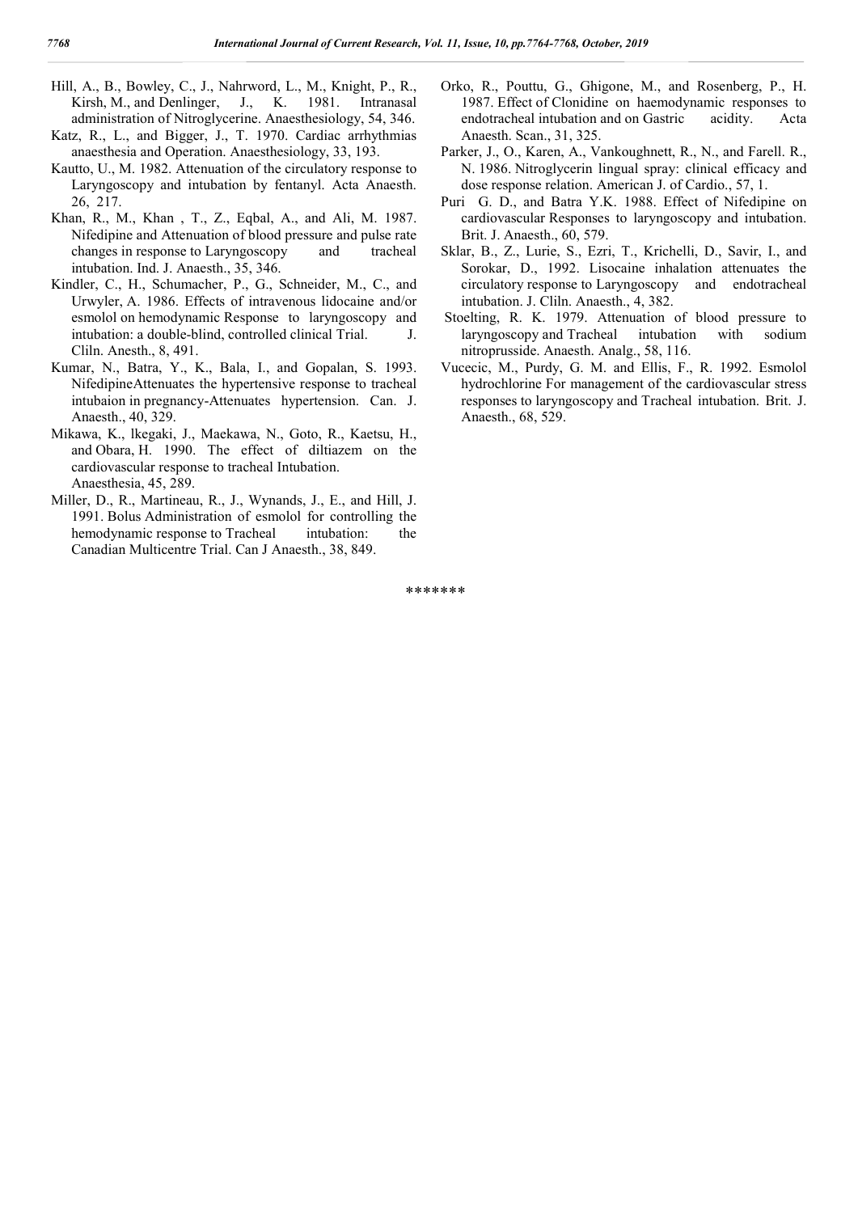Hill, A., B., Bowley, C., J., Nahrword, L., M., Knight, P., R., Kirsh, M., and Denlinger, J., K. 1981. Intranasal administration of Nitroglycerine. Anaesthesiology, 54, 346.

Katz, R., L., and Bigger, J., T. 1970. Cardiac arrhythmias anaesthesia and Operation. Anaesthesiology, 33, 193.

Kautto, U., M. 1982. Attenuation of the circulatory response to Laryngoscopy and intubation by fentanyl. Acta Anaesth. 26, 217.

Khan, R., M., Khan , T., Z., Eqbal, A., and Ali, M. 1987. Nifedipine and Attenuation of blood pressure and pulse rate changes in response to Laryngoscopy and tracheal intubation. Ind. J. Anaesth., 35, 346.

Kindler, C., H., Schumacher, P., G., Schneider, M., C., and Urwyler, A. 1986. Effects of intravenous lidocaine and/or esmolol on hemodynamic Response to laryngoscopy and intubation: a double-blind, controlled clinical Trial. J. Cliln. Anesth., 8, 491.

Kumar, N., Batra, Y., K., Bala, I., and Gopalan, S. 1993. NifedipineAttenuates the hypertensive response to tracheal intubaion in pregnancy-Attenuates hypertension. Can. J. Anaesth., 40, 329.

Mikawa, K., lkegaki, J., Maekawa, N., Goto, R., Kaetsu, H., and Obara, H. 1990. The effect of diltiazem on the cardiovascular response to tracheal Intubation. Anaesthesia, 45, 289.

Miller, D., R., Martineau, R., J., Wynands, J., E., and Hill, J. 1991. Bolus Administration of esmolol for controlling the hemodynamic response to Tracheal intubation: the Canadian Multicentre Trial. Can J Anaesth., 38, 849.

Orko, R., Pouttu, G., Ghigone, M., and Rosenberg, P., H. 1987. Effect of Clonidine on haemodynamic responses to endotracheal intubation and on Gastric acidity. Acta Anaesth. Scan., 31, 325.

Parker, J., O., Karen, A., Vankoughnett, R., N., and Farell. R., N. 1986. Nitroglycerin lingual spray: clinical efficacy and dose response relation. American J. of Cardio., 57, 1.

Puri G. D., and Batra Y.K. 1988. Effect of Nifedipine on cardiovascular Responses to laryngoscopy and intubation. Brit. J. Anaesth., 60, 579.

Sklar, B., Z., Lurie, S., Ezri, T., Krichelli, D., Savir, I., and Sorokar, D., 1992. Lisocaine inhalation attenuates the circulatory response to Laryngoscopy and endotracheal intubation. J. Cliln. Anaesth., 4, 382.

Stoelting, R. K. 1979. Attenuation of blood pressure to laryngoscopy and Tracheal intubation with sodium nitroprusside. Anaesth. Analg., 58, 116.

Vucecic, M., Purdy, G. M. and Ellis, F., R. 1992. Esmolol hydrochlorine For management of the cardiovascular stress responses to laryngoscopy and Tracheal intubation. Brit. J. Anaesth., 68, 529.

*******